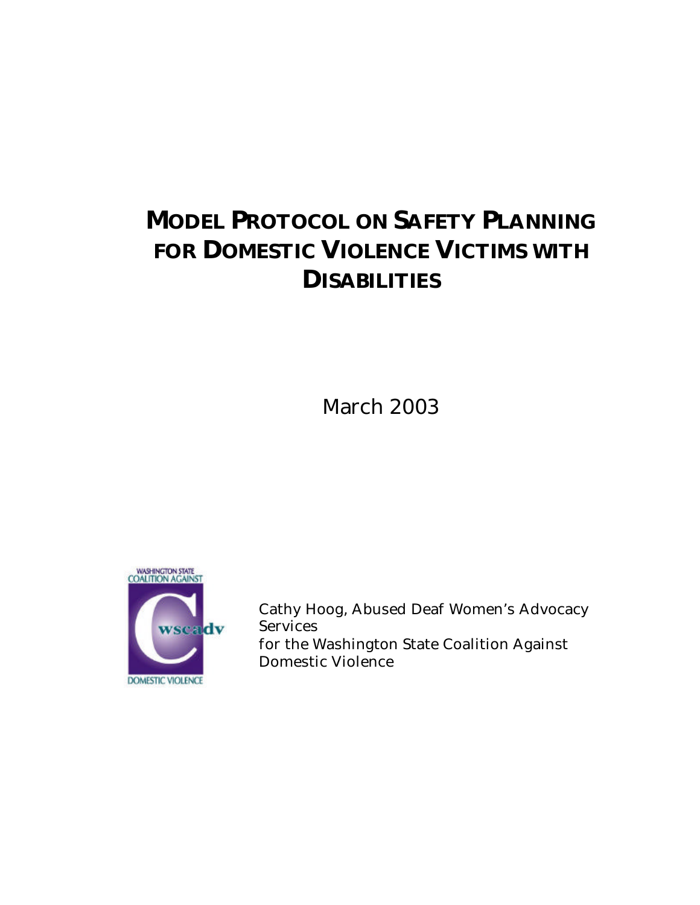# MODEL PROTOCOL ON SAFETY PLANNING FOR DOMESTIC VIOLENCE VICTIMS WITH DISABILITIES

March 2003

WASHINGTON STATE COALITION AGAINST DOMESTIC VIOLENCE

Cathy Hoog, Abused Deaf Women's Advocacy Services
for the Washington State Coalition Against Domestic Violence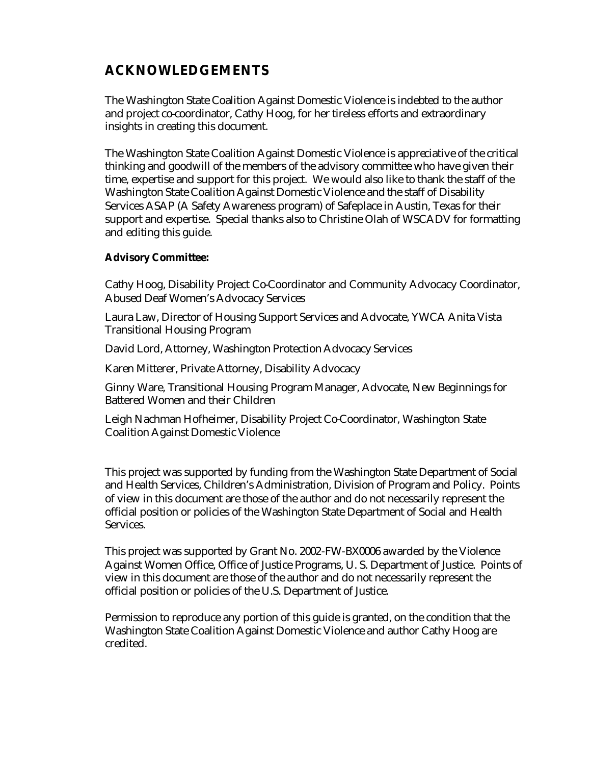# ACKNOWLEDGEMENTS

The Washington State Coalition Against Domestic Violence is indebted to the author and project co-coordinator, Cathy Hoog, for her tireless efforts and extraordinary insights in creating this document.

The Washington State Coalition Against Domestic Violence is appreciative of the critical thinking and goodwill of the members of the advisory committee who have given their time, expertise and support for this project. We would also like to thank the staff of the Washington State Coalition Against Domestic Violence and the staff of Disability Services ASAP (A Safety Awareness program) of Safeplace in Austin, Texas for their support and expertise. Special thanks also to Christine Olah of WSCADV for formatting and editing this guide.

**Advisory Committee:**

Cathy Hoog, Disability Project Co-Coordinator and Community Advocacy Coordinator, Abused Deaf Women's Advocacy Services

Laura Law, Director of Housing Support Services and Advocate, YWCA Anita Vista Transitional Housing Program

David Lord, Attorney, Washington Protection Advocacy Services

Karen Mitterer, Private Attorney, Disability Advocacy

Ginny Ware, Transitional Housing Program Manager, Advocate, New Beginnings for Battered Women and their Children

Leigh Nachman Hofheimer, Disability Project Co-Coordinator, Washington State Coalition Against Domestic Violence

This project was supported by funding from the Washington State Department of Social and Health Services, Children's Administration, Division of Program and Policy. Points of view in this document are those of the author and do not necessarily represent the official position or policies of the Washington State Department of Social and Health Services.

This project was supported by Grant No. 2002-FW-BX0006 awarded by the Violence Against Women Office, Office of Justice Programs, U. S. Department of Justice. Points of view in this document are those of the author and do not necessarily represent the official position or policies of the U.S. Department of Justice.

Permission to reproduce any portion of this guide is granted, on the condition that the Washington State Coalition Against Domestic Violence and author Cathy Hoog are credited.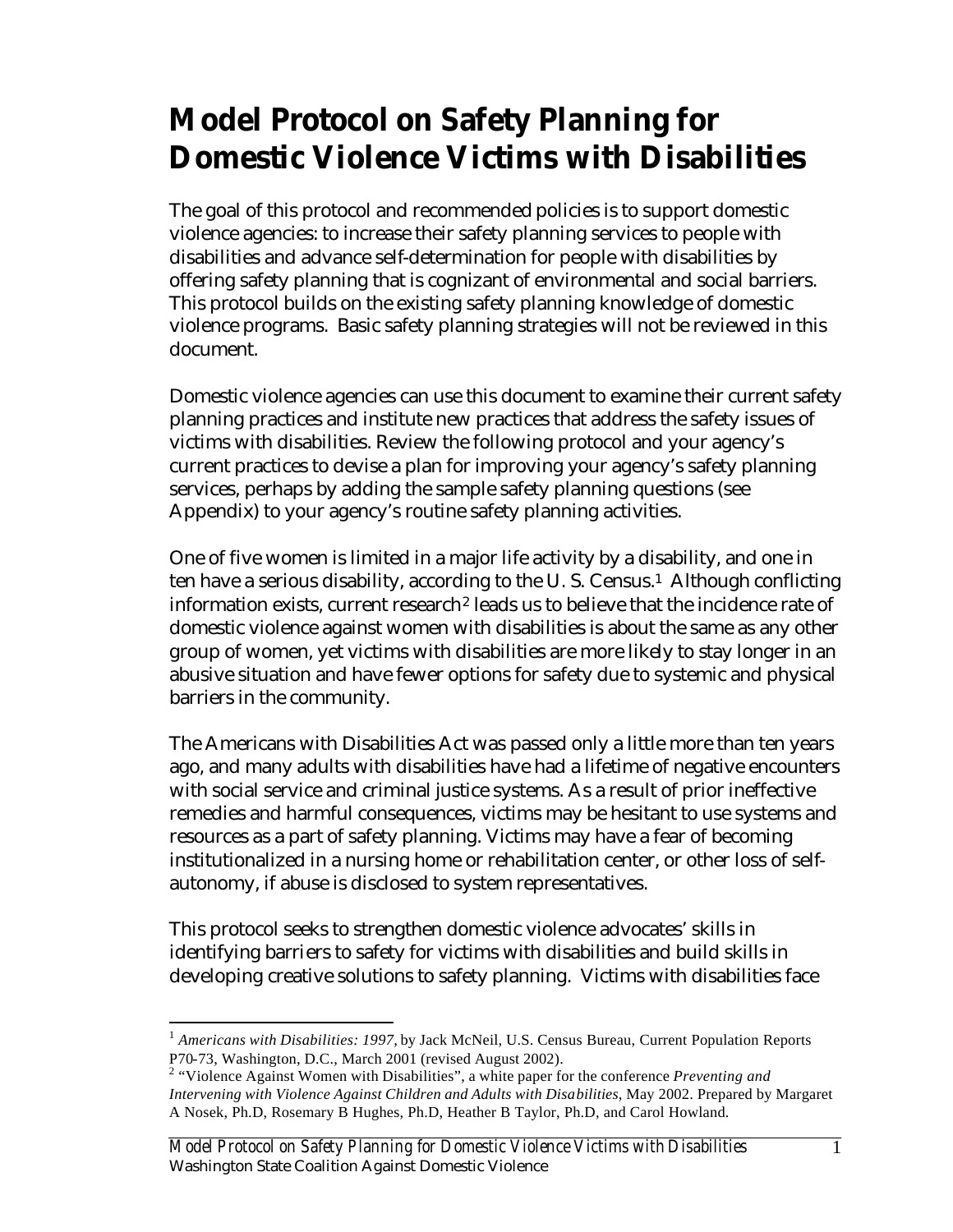# Model Protocol on Safety Planning for Domestic Violence Victims with Disabilities

The goal of this protocol and recommended policies is to support domestic violence agencies: to increase their safety planning services to people with disabilities and advance self-determination for people with disabilities by offering safety planning that is cognizant of environmental and social barriers. This protocol builds on the existing safety planning knowledge of domestic violence programs. Basic safety planning strategies will not be reviewed in this document.

Domestic violence agencies can use this document to examine their current safety planning practices and institute new practices that address the safety issues of victims with disabilities. Review the following protocol and your agency's current practices to devise a plan for improving your agency's safety planning services, perhaps by adding the sample safety planning questions (see Appendix) to your agency's routine safety planning activities.

One of five women is limited in a major life activity by a disability, and one in ten have a serious disability, according to the U. S. Census.[1] Although conflicting information exists, current research[2] leads us to believe that the incidence rate of domestic violence against women with disabilities is about the same as any other group of women, yet victims with disabilities are more likely to stay longer in an abusive situation and have fewer options for safety due to systemic and physical barriers in the community.

The Americans with Disabilities Act was passed only a little more than ten years ago, and many adults with disabilities have had a lifetime of negative encounters with social service and criminal justice systems. As a result of prior ineffective remedies and harmful consequences, victims may be hesitant to use systems and resources as a part of safety planning. Victims may have a fear of becoming institutionalized in a nursing home or rehabilitation center, or other loss of self-autonomy, if abuse is disclosed to system representatives.

This protocol seeks to strengthen domestic violence advocates' skills in identifying barriers to safety for victims with disabilities and build skills in developing creative solutions to safety planning. Victims with disabilities face

---

[1] *Americans with Disabilities: 1997*, by Jack McNeil, U.S. Census Bureau, Current Population Reports P70-73, Washington, D.C., March 2001 (revised August 2002).

[2] "Violence Against Women with Disabilities", a white paper for the conference *Preventing and Intervening with Violence Against Children and Adults with Disabilities*, May 2002. Prepared by Margaret A Nosek, Ph.D, Rosemary B Hughes, Ph.D, Heather B Taylor, Ph.D, and Carol Howland.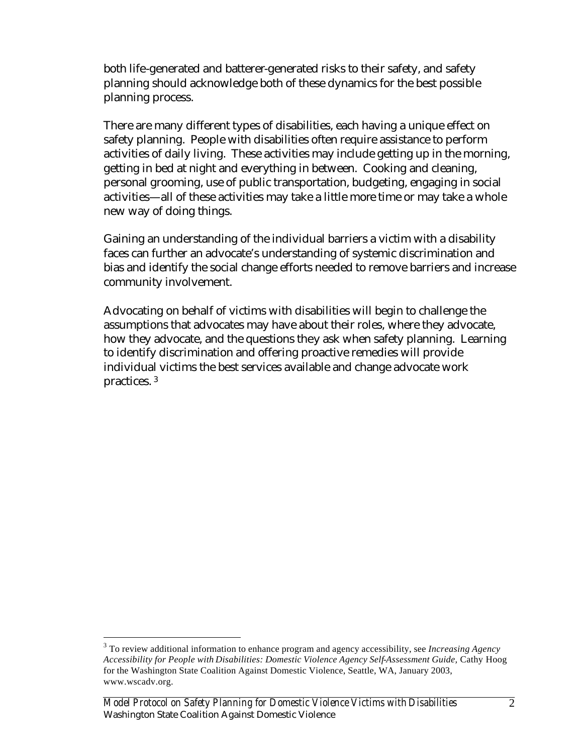both life-generated and batterer-generated risks to their safety, and safety planning should acknowledge both of these dynamics for the best possible planning process.

There are many different types of disabilities, each having a unique effect on safety planning. People with disabilities often require assistance to perform activities of daily living. These activities may include getting up in the morning, getting in bed at night and everything in between. Cooking and cleaning, personal grooming, use of public transportation, budgeting, engaging in social activities—all of these activities may take a little more time or may take a whole new way of doing things.

Gaining an understanding of the individual barriers a victim with a disability faces can further an advocate's understanding of systemic discrimination and bias and identify the social change efforts needed to remove barriers and increase community involvement.

Advocating on behalf of victims with disabilities will begin to challenge the assumptions that advocates may have about their roles, where they advocate, how they advocate, and the questions they ask when safety planning. Learning to identify discrimination and offering proactive remedies will provide individual victims the best services available and change advocate work practices. [3]

---

[3] To review additional information to enhance program and agency accessibility, see *Increasing Agency Accessibility for People with Disabilities: Domestic Violence Agency Self-Assessment Guide*, Cathy Hoog for the Washington State Coalition Against Domestic Violence, Seattle, WA, January 2003, www.wscadv.org.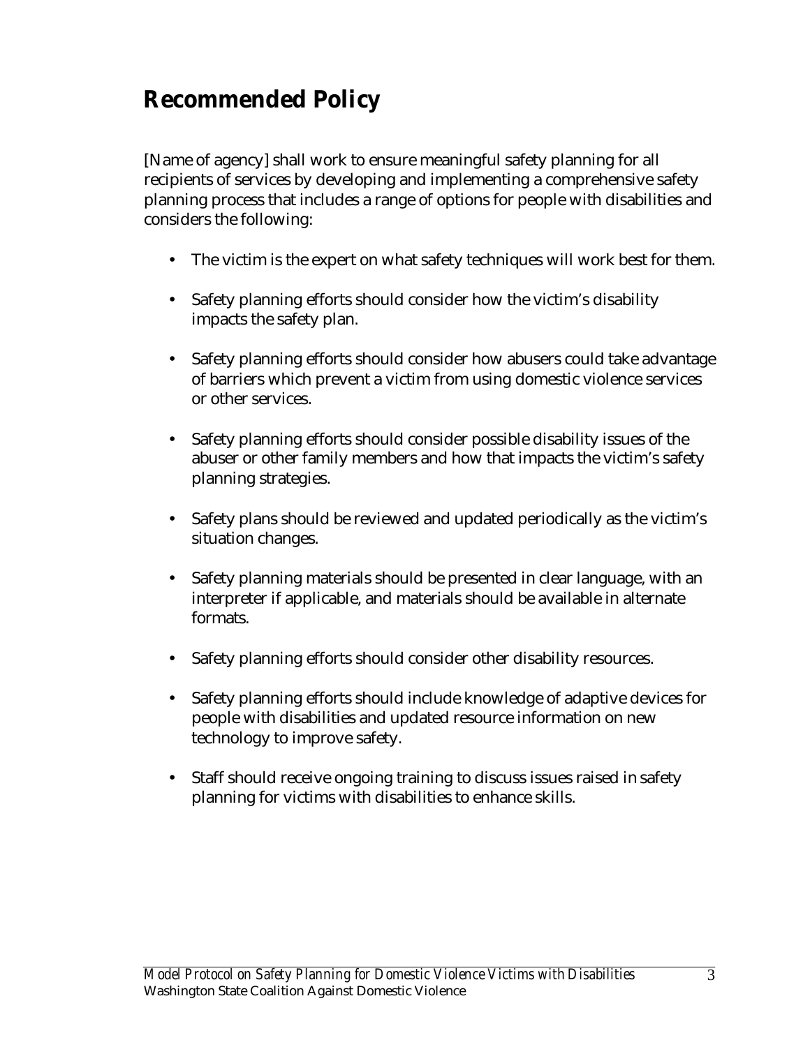# Recommended Policy

[Name of agency] shall work to ensure meaningful safety planning for all recipients of services by developing and implementing a comprehensive safety planning process that includes a range of options for people with disabilities and considers the following:

- The victim is the expert on what safety techniques will work best for them.
- Safety planning efforts should consider how the victim's disability impacts the safety plan.
- Safety planning efforts should consider how abusers could take advantage of barriers which prevent a victim from using domestic violence services or other services.
- Safety planning efforts should consider possible disability issues of the abuser or other family members and how that impacts the victim's safety planning strategies.
- Safety plans should be reviewed and updated periodically as the victim's situation changes.
- Safety planning materials should be presented in clear language, with an interpreter if applicable, and materials should be available in alternate formats.
- Safety planning efforts should consider other disability resources.
- Safety planning efforts should include knowledge of adaptive devices for people with disabilities and updated resource information on new technology to improve safety.
- Staff should receive ongoing training to discuss issues raised in safety planning for victims with disabilities to enhance skills.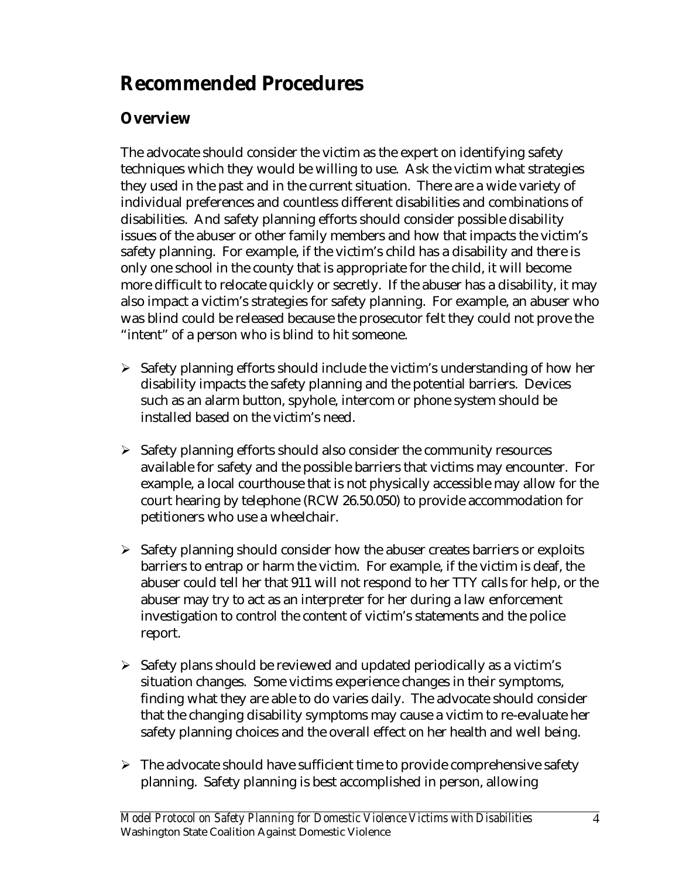# Recommended Procedures

## Overview

The advocate should consider the victim as the expert on identifying safety techniques which they would be willing to use. Ask the victim what strategies they used in the past and in the current situation. There are a wide variety of individual preferences and countless different disabilities and combinations of disabilities. And safety planning efforts should consider possible disability issues of the abuser or other family members and how that impacts the victim's safety planning. For example, if the victim's child has a disability and there is only one school in the county that is appropriate for the child, it will become more difficult to relocate quickly or secretly. If the abuser has a disability, it may also impact a victim's strategies for safety planning. For example, an abuser who was blind could be released because the prosecutor felt they could not prove the "intent" of a person who is blind to hit someone.

- Safety planning efforts should include the victim's understanding of how her disability impacts the safety planning and the potential barriers. Devices such as an alarm button, spyhole, intercom or phone system should be installed based on the victim's need.

- Safety planning efforts should also consider the community resources available for safety and the possible barriers that victims may encounter. For example, a local courthouse that is not physically accessible may allow for the court hearing by telephone (RCW 26.50.050) to provide accommodation for petitioners who use a wheelchair.

- Safety planning should consider how the abuser creates barriers or exploits barriers to entrap or harm the victim. For example, if the victim is deaf, the abuser could tell her that 911 will not respond to her TTY calls for help, or the abuser may try to act as an interpreter for her during a law enforcement investigation to control the content of victim's statements and the police report.

- Safety plans should be reviewed and updated periodically as a victim's situation changes. Some victims experience changes in their symptoms, finding what they are able to do varies daily. The advocate should consider that the changing disability symptoms may cause a victim to re-evaluate her safety planning choices and the overall effect on her health and well being.

- The advocate should have sufficient time to provide comprehensive safety planning. Safety planning is best accomplished in person, allowing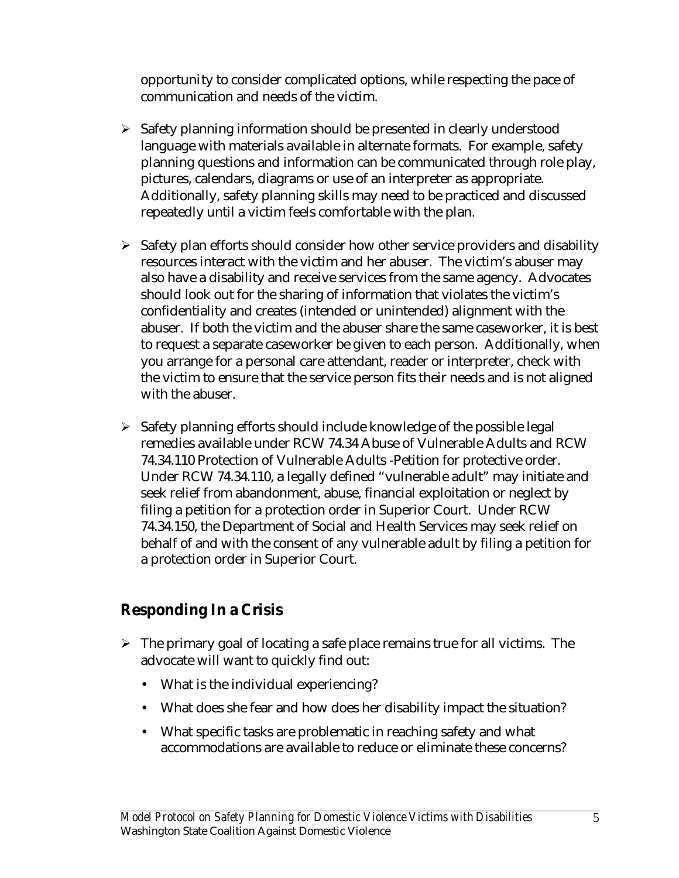opportunity to consider complicated options, while respecting the pace of communication and needs of the victim.

- Safety planning information should be presented in clearly understood language with materials available in alternate formats. For example, safety planning questions and information can be communicated through role play, pictures, calendars, diagrams or use of an interpreter as appropriate. Additionally, safety planning skills may need to be practiced and discussed repeatedly until a victim feels comfortable with the plan.

- Safety plan efforts should consider how other service providers and disability resources interact with the victim and her abuser. The victim's abuser may also have a disability and receive services from the same agency. Advocates should look out for the sharing of information that violates the victim's confidentiality and creates (intended or unintended) alignment with the abuser. If both the victim and the abuser share the same caseworker, it is best to request a separate caseworker be given to each person. Additionally, when you arrange for a personal care attendant, reader or interpreter, check with the victim to ensure that the service person fits their needs and is not aligned with the abuser.

- Safety planning efforts should include knowledge of the possible legal remedies available under RCW 74.34 Abuse of Vulnerable Adults and RCW 74.34.110 Protection of Vulnerable Adults -Petition for protective order. Under RCW 74.34.110, a legally defined "vulnerable adult" may initiate and seek relief from abandonment, abuse, financial exploitation or neglect by filing a petition for a protection order in Superior Court. Under RCW 74.34.150, the Department of Social and Health Services may seek relief on behalf of and with the consent of any vulnerable adult by filing a petition for a protection order in Superior Court.

## Responding In a Crisis

- The primary goal of locating a safe place remains true for all victims. The advocate will want to quickly find out:
  - What is the individual experiencing?
  - What does she fear and how does her disability impact the situation?
  - What specific tasks are problematic in reaching safety and what accommodations are available to reduce or eliminate these concerns?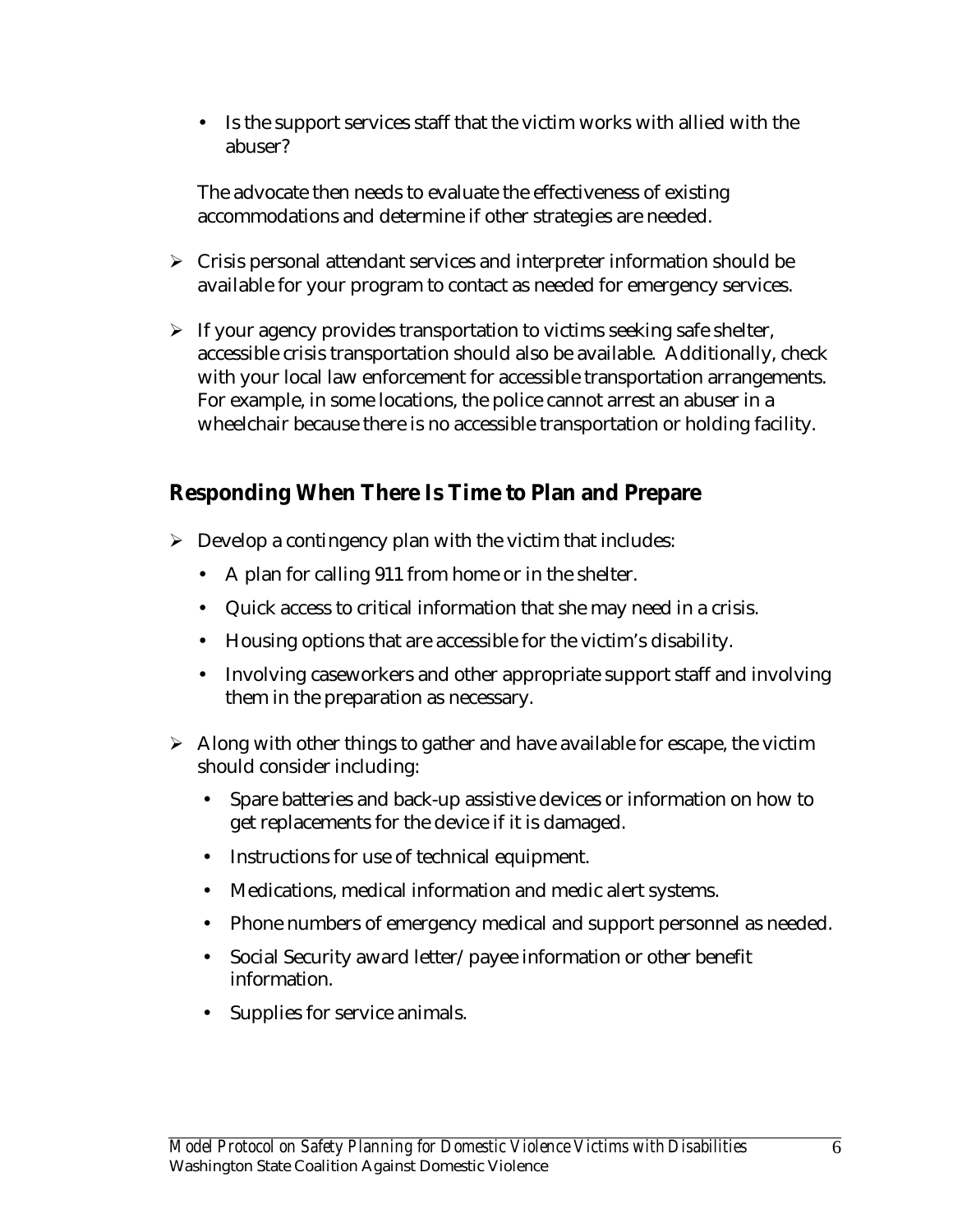- Is the support services staff that the victim works with allied with the abuser?

The advocate then needs to evaluate the effectiveness of existing accommodations and determine if other strategies are needed.

- Crisis personal attendant services and interpreter information should be available for your program to contact as needed for emergency services.
- If your agency provides transportation to victims seeking safe shelter, accessible crisis transportation should also be available. Additionally, check with your local law enforcement for accessible transportation arrangements. For example, in some locations, the police cannot arrest an abuser in a wheelchair because there is no accessible transportation or holding facility.

## Responding When There Is Time to Plan and Prepare

- Develop a contingency plan with the victim that includes:
  - A plan for calling 911 from home or in the shelter.
  - Quick access to critical information that she may need in a crisis.
  - Housing options that are accessible for the victim's disability.
  - Involving caseworkers and other appropriate support staff and involving them in the preparation as necessary.
- Along with other things to gather and have available for escape, the victim should consider including:
  - Spare batteries and back-up assistive devices or information on how to get replacements for the device if it is damaged.
  - Instructions for use of technical equipment.
  - Medications, medical information and medic alert systems.
  - Phone numbers of emergency medical and support personnel as needed.
  - Social Security award letter/payee information or other benefit information.
  - Supplies for service animals.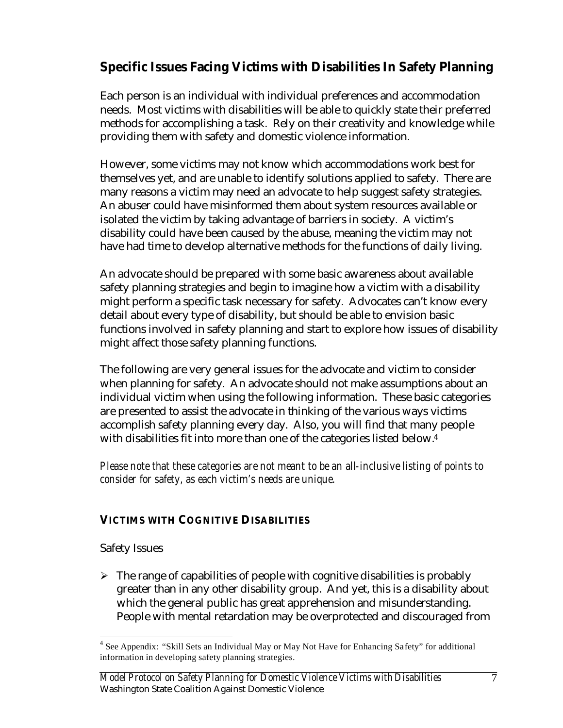## Specific Issues Facing Victims with Disabilities In Safety Planning

Each person is an individual with individual preferences and accommodation needs. Most victims with disabilities will be able to quickly state their preferred methods for accomplishing a task. Rely on their creativity and knowledge while providing them with safety and domestic violence information.

However, some victims may not know which accommodations work best for themselves yet, and are unable to identify solutions applied to safety. There are many reasons a victim may need an advocate to help suggest safety strategies. An abuser could have misinformed them about system resources available or isolated the victim by taking advantage of barriers in society. A victim's disability could have been caused by the abuse, meaning the victim may not have had time to develop alternative methods for the functions of daily living.

An advocate should be prepared with some basic awareness about available safety planning strategies and begin to imagine how a victim with a disability might perform a specific task necessary for safety. Advocates can't know every detail about every type of disability, but should be able to envision basic functions involved in safety planning and start to explore how issues of disability might affect those safety planning functions.

The following are very general issues for the advocate and victim to consider when planning for safety. An advocate should not make assumptions about an individual victim when using the following information. These basic categories are presented to assist the advocate in thinking of the various ways victims accomplish safety planning every day. Also, you will find that many people with disabilities fit into more than one of the categories listed below.[4]

*Please note that these categories are not meant to be an all-inclusive listing of points to consider for safety, as each victim's needs are unique.*

### VICTIMS WITH COGNITIVE DISABILITIES

Safety Issues

- The range of capabilities of people with cognitive disabilities is probably greater than in any other disability group. And yet, this is a disability about which the general public has great apprehension and misunderstanding. People with mental retardation may be overprotected and discouraged from

[4] See Appendix: "Skill Sets an Individual May or May Not Have for Enhancing Safety" for additional information in developing safety planning strategies.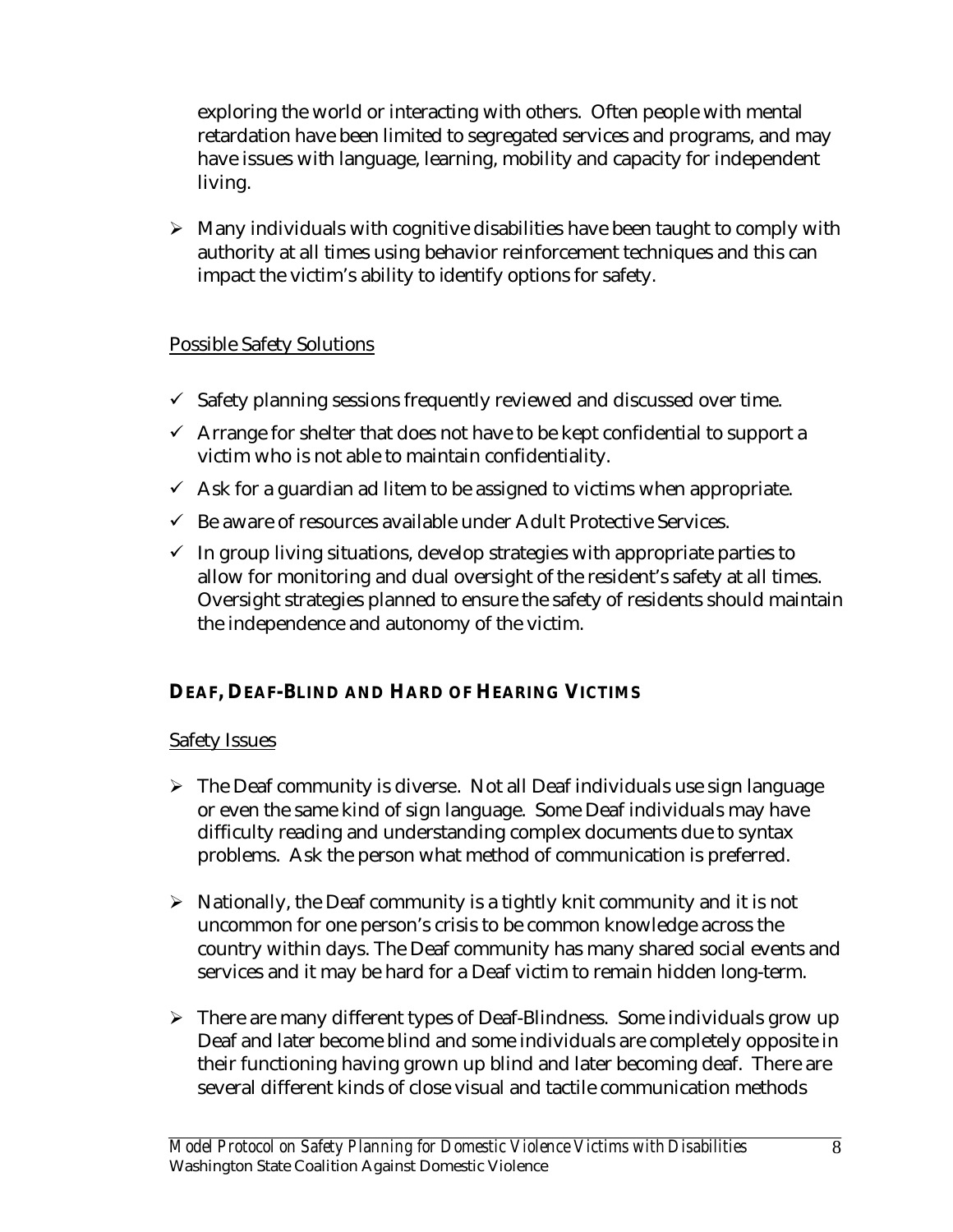exploring the world or interacting with others. Often people with mental retardation have been limited to segregated services and programs, and may have issues with language, learning, mobility and capacity for independent living.

- Many individuals with cognitive disabilities have been taught to comply with authority at all times using behavior reinforcement techniques and this can impact the victim's ability to identify options for safety.

Possible Safety Solutions

- ✓ Safety planning sessions frequently reviewed and discussed over time.
- ✓ Arrange for shelter that does not have to be kept confidential to support a victim who is not able to maintain confidentiality.
- ✓ Ask for a guardian ad litem to be assigned to victims when appropriate.
- ✓ Be aware of resources available under Adult Protective Services.
- ✓ In group living situations, develop strategies with appropriate parties to allow for monitoring and dual oversight of the resident's safety at all times. Oversight strategies planned to ensure the safety of residents should maintain the independence and autonomy of the victim.

### DEAF, DEAF-BLIND AND HARD OF HEARING VICTIMS

Safety Issues

- The Deaf community is diverse. Not all Deaf individuals use sign language or even the same kind of sign language. Some Deaf individuals may have difficulty reading and understanding complex documents due to syntax problems. Ask the person what method of communication is preferred.

- Nationally, the Deaf community is a tightly knit community and it is not uncommon for one person's crisis to be common knowledge across the country within days. The Deaf community has many shared social events and services and it may be hard for a Deaf victim to remain hidden long-term.

- There are many different types of Deaf-Blindness. Some individuals grow up Deaf and later become blind and some individuals are completely opposite in their functioning having grown up blind and later becoming deaf. There are several different kinds of close visual and tactile communication methods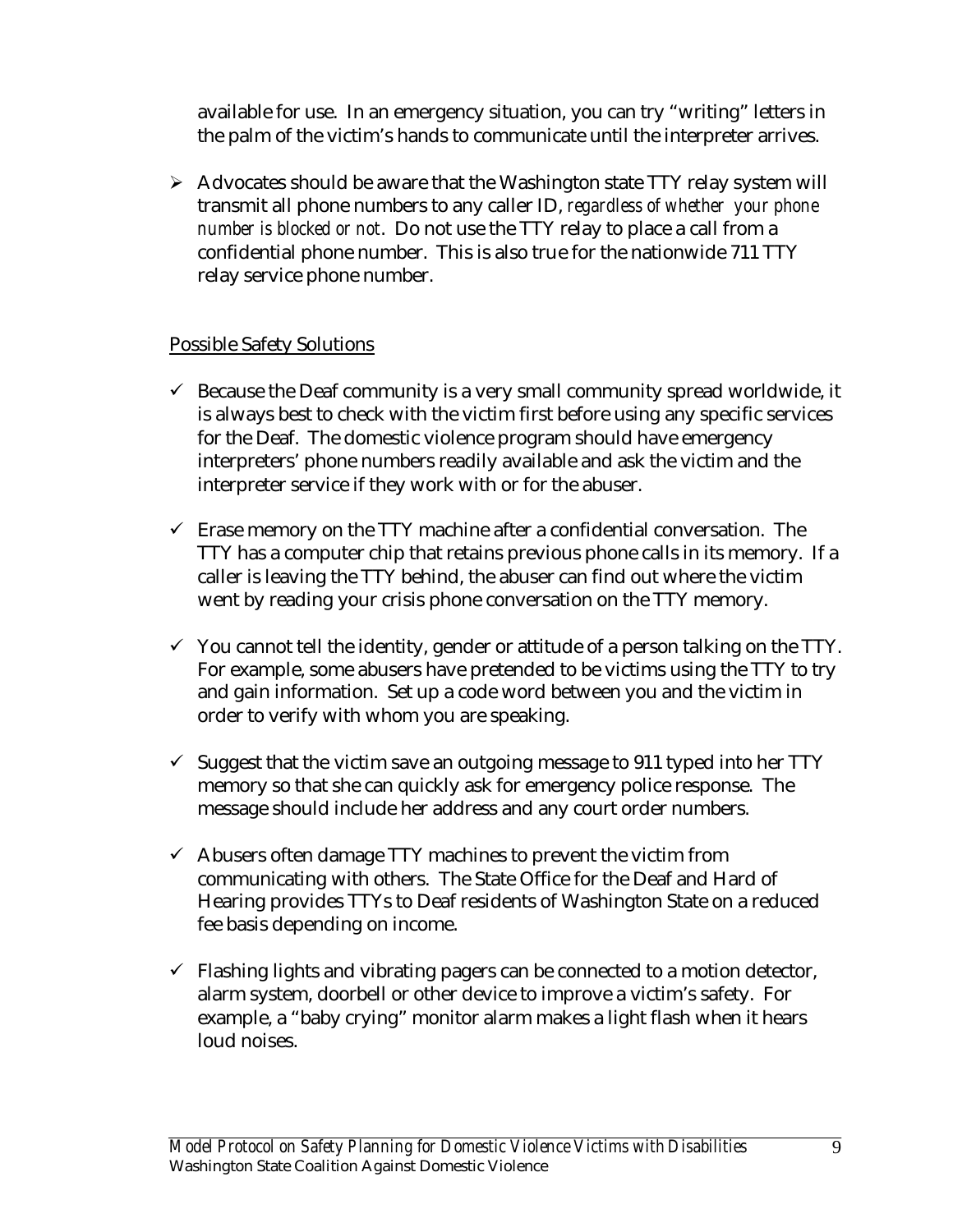available for use. In an emergency situation, you can try "writing" letters in the palm of the victim's hands to communicate until the interpreter arrives.

- Advocates should be aware that the Washington state TTY relay system will transmit all phone numbers to any caller ID, *regardless of whether your phone number is blocked or not*. Do not use the TTY relay to place a call from a confidential phone number. This is also true for the nationwide 711 TTY relay service phone number.

<u>Possible Safety Solutions</u>

- ✓ Because the Deaf community is a very small community spread worldwide, it is always best to check with the victim first before using any specific services for the Deaf. The domestic violence program should have emergency interpreters' phone numbers readily available and ask the victim and the interpreter service if they work with or for the abuser.

- ✓ Erase memory on the TTY machine after a confidential conversation. The TTY has a computer chip that retains previous phone calls in its memory. If a caller is leaving the TTY behind, the abuser can find out where the victim went by reading your crisis phone conversation on the TTY memory.

- ✓ You cannot tell the identity, gender or attitude of a person talking on the TTY. For example, some abusers have pretended to be victims using the TTY to try and gain information. Set up a code word between you and the victim in order to verify with whom you are speaking.

- ✓ Suggest that the victim save an outgoing message to 911 typed into her TTY memory so that she can quickly ask for emergency police response. The message should include her address and any court order numbers.

- ✓ Abusers often damage TTY machines to prevent the victim from communicating with others. The State Office for the Deaf and Hard of Hearing provides TTYs to Deaf residents of Washington State on a reduced fee basis depending on income.

- ✓ Flashing lights and vibrating pagers can be connected to a motion detector, alarm system, doorbell or other device to improve a victim's safety. For example, a "baby crying" monitor alarm makes a light flash when it hears loud noises.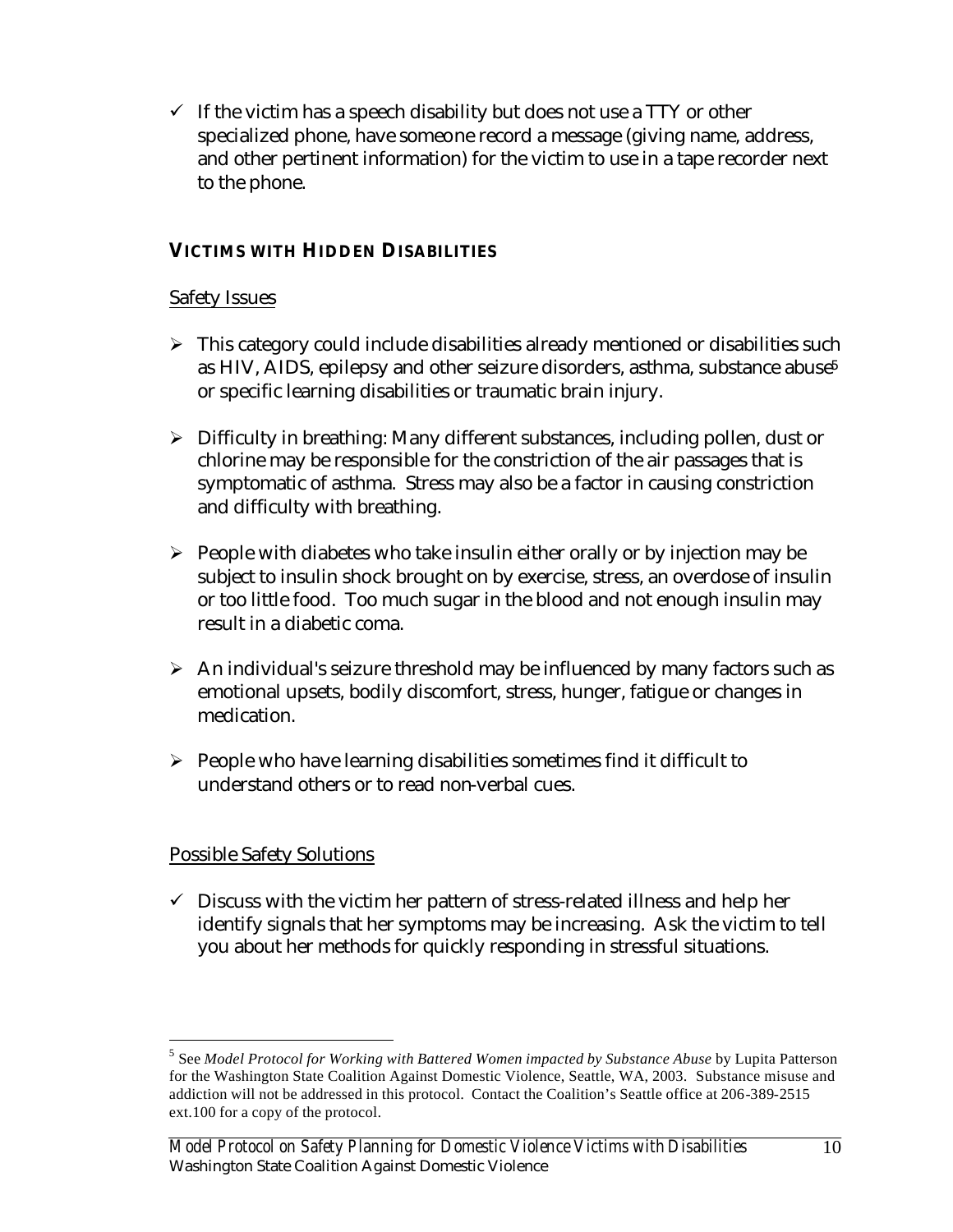- ✓ If the victim has a speech disability but does not use a TTY or other specialized phone, have someone record a message (giving name, address, and other pertinent information) for the victim to use in a tape recorder next to the phone.

### VICTIMS WITH HIDDEN DISABILITIES

Safety Issues

- ➢ This category could include disabilities already mentioned or disabilities such as HIV, AIDS, epilepsy and other seizure disorders, asthma, substance abuse[5] or specific learning disabilities or traumatic brain injury.
- ➢ Difficulty in breathing: Many different substances, including pollen, dust or chlorine may be responsible for the constriction of the air passages that is symptomatic of asthma. Stress may also be a factor in causing constriction and difficulty with breathing.
- ➢ People with diabetes who take insulin either orally or by injection may be subject to insulin shock brought on by exercise, stress, an overdose of insulin or too little food. Too much sugar in the blood and not enough insulin may result in a diabetic coma.
- ➢ An individual's seizure threshold may be influenced by many factors such as emotional upsets, bodily discomfort, stress, hunger, fatigue or changes in medication.
- ➢ People who have learning disabilities sometimes find it difficult to understand others or to read non-verbal cues.

Possible Safety Solutions

- ✓ Discuss with the victim her pattern of stress-related illness and help her identify signals that her symptoms may be increasing. Ask the victim to tell you about her methods for quickly responding in stressful situations.

---

[5] See *Model Protocol for Working with Battered Women impacted by Substance Abuse* by Lupita Patterson for the Washington State Coalition Against Domestic Violence, Seattle, WA, 2003. Substance misuse and addiction will not be addressed in this protocol. Contact the Coalition's Seattle office at 206-389-2515 ext.100 for a copy of the protocol.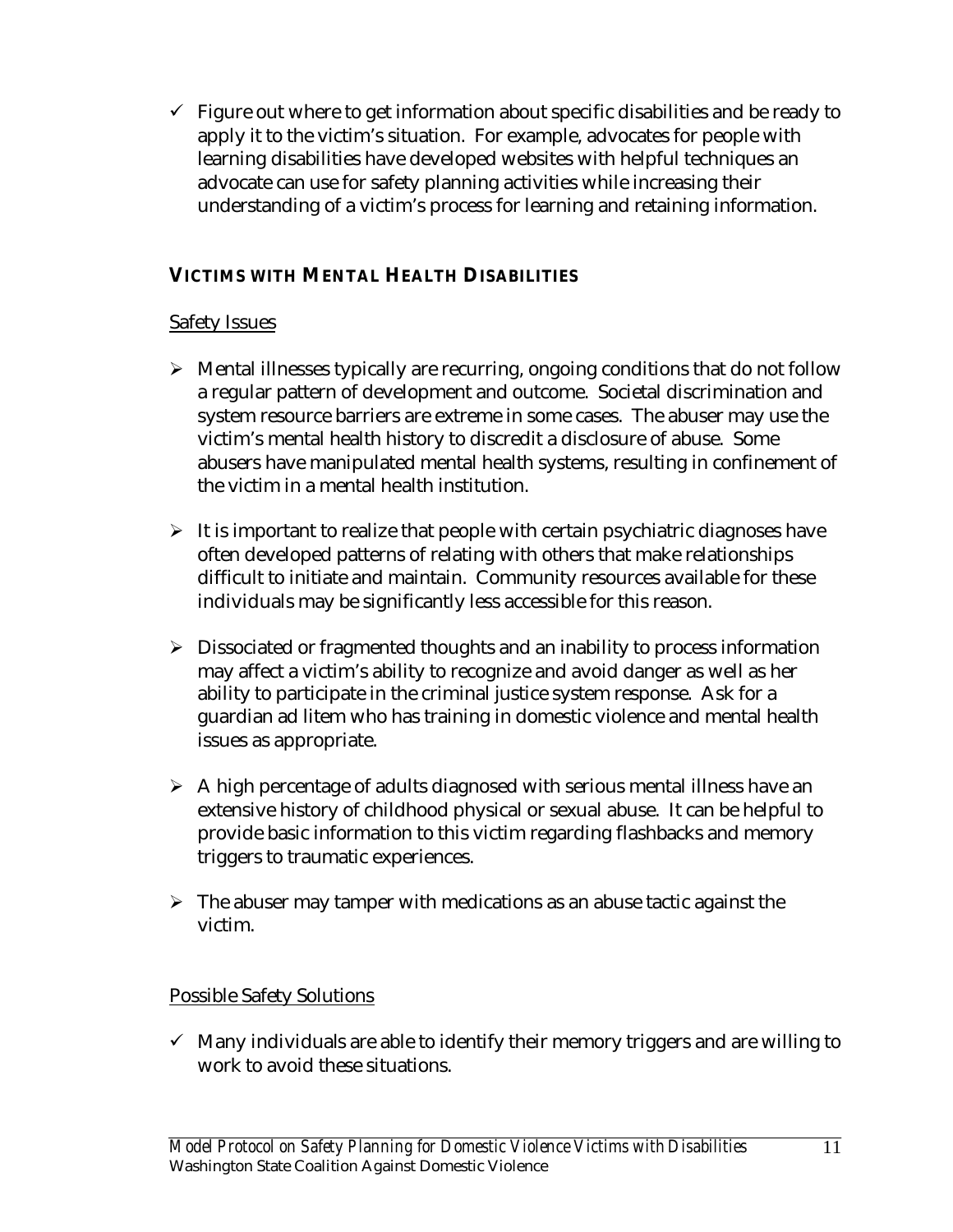- ✓ Figure out where to get information about specific disabilities and be ready to apply it to the victim's situation. For example, advocates for people with learning disabilities have developed websites with helpful techniques an advocate can use for safety planning activities while increasing their understanding of a victim's process for learning and retaining information.

### **VICTIMS WITH MENTAL HEALTH DISABILITIES**

Safety Issues

- ➢ Mental illnesses typically are recurring, ongoing conditions that do not follow a regular pattern of development and outcome. Societal discrimination and system resource barriers are extreme in some cases. The abuser may use the victim's mental health history to discredit a disclosure of abuse. Some abusers have manipulated mental health systems, resulting in confinement of the victim in a mental health institution.
- ➢ It is important to realize that people with certain psychiatric diagnoses have often developed patterns of relating with others that make relationships difficult to initiate and maintain. Community resources available for these individuals may be significantly less accessible for this reason.
- ➢ Dissociated or fragmented thoughts and an inability to process information may affect a victim's ability to recognize and avoid danger as well as her ability to participate in the criminal justice system response. Ask for a guardian ad litem who has training in domestic violence and mental health issues as appropriate.
- ➢ A high percentage of adults diagnosed with serious mental illness have an extensive history of childhood physical or sexual abuse. It can be helpful to provide basic information to this victim regarding flashbacks and memory triggers to traumatic experiences.
- ➢ The abuser may tamper with medications as an abuse tactic against the victim.

Possible Safety Solutions

- ✓ Many individuals are able to identify their memory triggers and are willing to work to avoid these situations.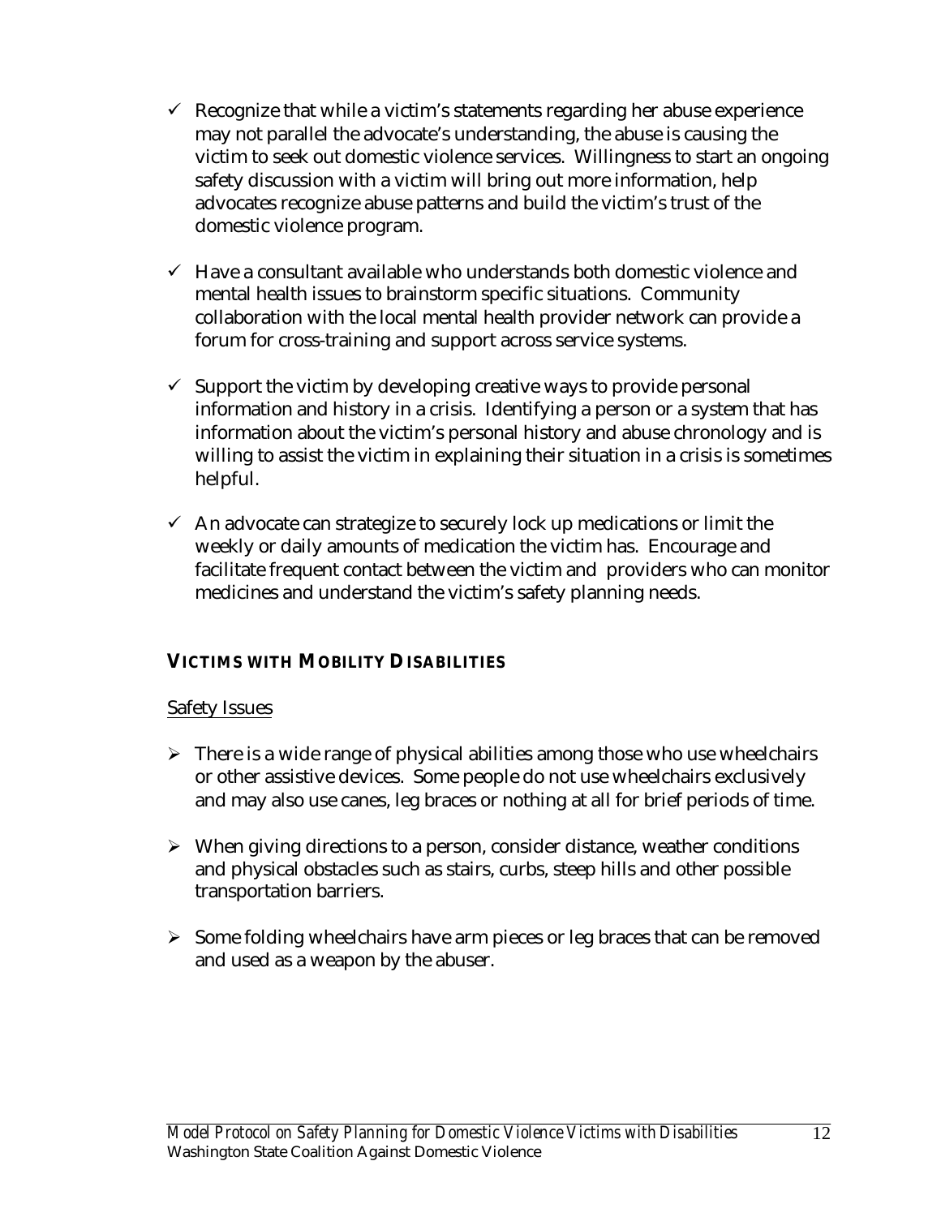- ✓ Recognize that while a victim's statements regarding her abuse experience may not parallel the advocate's understanding, the abuse is causing the victim to seek out domestic violence services. Willingness to start an ongoing safety discussion with a victim will bring out more information, help advocates recognize abuse patterns and build the victim's trust of the domestic violence program.

- ✓ Have a consultant available who understands both domestic violence and mental health issues to brainstorm specific situations. Community collaboration with the local mental health provider network can provide a forum for cross-training and support across service systems.

- ✓ Support the victim by developing creative ways to provide personal information and history in a crisis. Identifying a person or a system that has information about the victim's personal history and abuse chronology and is willing to assist the victim in explaining their situation in a crisis is sometimes helpful.

- ✓ An advocate can strategize to securely lock up medications or limit the weekly or daily amounts of medication the victim has. Encourage and facilitate frequent contact between the victim and providers who can monitor medicines and understand the victim's safety planning needs.

### VICTIMS WITH MOBILITY DISABILITIES

Safety Issues

- ➢ There is a wide range of physical abilities among those who use wheelchairs or other assistive devices. Some people do not use wheelchairs exclusively and may also use canes, leg braces or nothing at all for brief periods of time.

- ➢ When giving directions to a person, consider distance, weather conditions and physical obstacles such as stairs, curbs, steep hills and other possible transportation barriers.

- ➢ Some folding wheelchairs have arm pieces or leg braces that can be removed and used as a weapon by the abuser.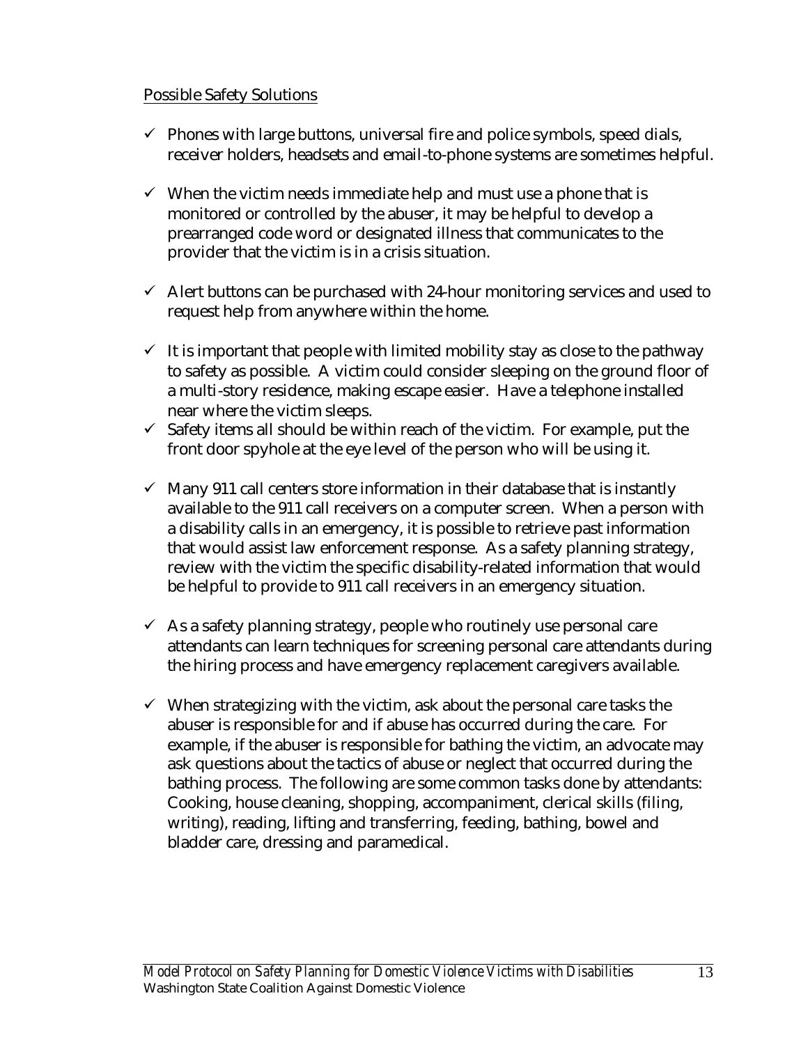Possible Safety Solutions

- ✓ Phones with large buttons, universal fire and police symbols, speed dials, receiver holders, headsets and email-to-phone systems are sometimes helpful.
- ✓ When the victim needs immediate help and must use a phone that is monitored or controlled by the abuser, it may be helpful to develop a prearranged code word or designated illness that communicates to the provider that the victim is in a crisis situation.
- ✓ Alert buttons can be purchased with 24-hour monitoring services and used to request help from anywhere within the home.
- ✓ It is important that people with limited mobility stay as close to the pathway to safety as possible. A victim could consider sleeping on the ground floor of a multi-story residence, making escape easier. Have a telephone installed near where the victim sleeps.
- ✓ Safety items all should be within reach of the victim. For example, put the front door spyhole at the eye level of the person who will be using it.
- ✓ Many 911 call centers store information in their database that is instantly available to the 911 call receivers on a computer screen. When a person with a disability calls in an emergency, it is possible to retrieve past information that would assist law enforcement response. As a safety planning strategy, review with the victim the specific disability-related information that would be helpful to provide to 911 call receivers in an emergency situation.
- ✓ As a safety planning strategy, people who routinely use personal care attendants can learn techniques for screening personal care attendants during the hiring process and have emergency replacement caregivers available.
- ✓ When strategizing with the victim, ask about the personal care tasks the abuser is responsible for and if abuse has occurred during the care. For example, if the abuser is responsible for bathing the victim, an advocate may ask questions about the tactics of abuse or neglect that occurred during the bathing process. The following are some common tasks done by attendants: Cooking, house cleaning, shopping, accompaniment, clerical skills (filing, writing), reading, lifting and transferring, feeding, bathing, bowel and bladder care, dressing and paramedical.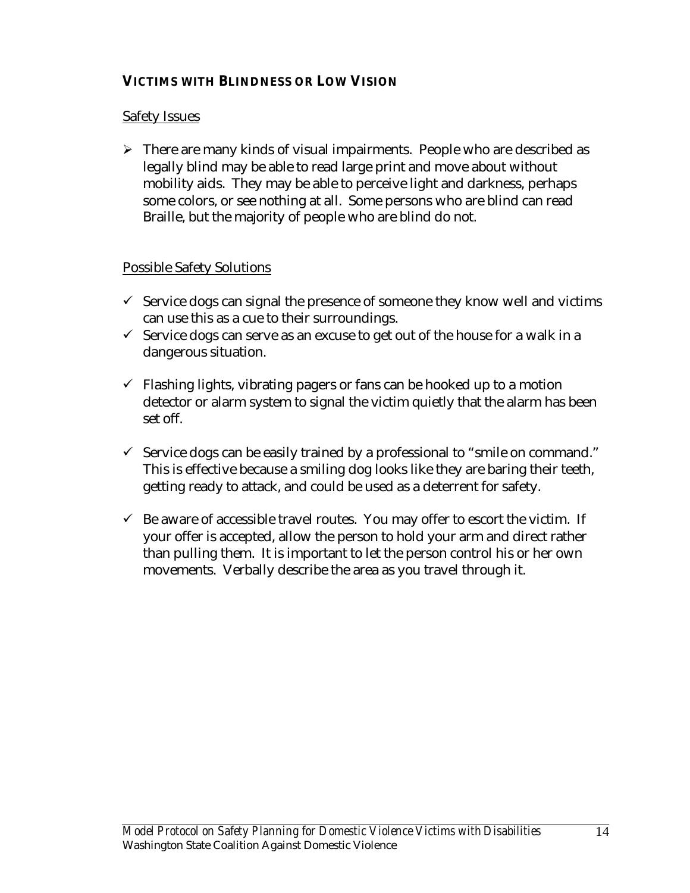### VICTIMS WITH BLINDNESS OR LOW VISION

#### Safety Issues

- There are many kinds of visual impairments. People who are described as legally blind may be able to read large print and move about without mobility aids. They may be able to perceive light and darkness, perhaps some colors, or see nothing at all. Some persons who are blind can read Braille, but the majority of people who are blind do not.

#### Possible Safety Solutions

- ✓ Service dogs can signal the presence of someone they know well and victims can use this as a cue to their surroundings.
- ✓ Service dogs can serve as an excuse to get out of the house for a walk in a dangerous situation.
- ✓ Flashing lights, vibrating pagers or fans can be hooked up to a motion detector or alarm system to signal the victim quietly that the alarm has been set off.
- ✓ Service dogs can be easily trained by a professional to "smile on command." This is effective because a smiling dog looks like they are baring their teeth, getting ready to attack, and could be used as a deterrent for safety.
- ✓ Be aware of accessible travel routes. You may offer to escort the victim. If your offer is accepted, allow the person to hold your arm and direct rather than pulling them. It is important to let the person control his or her own movements. Verbally describe the area as you travel through it.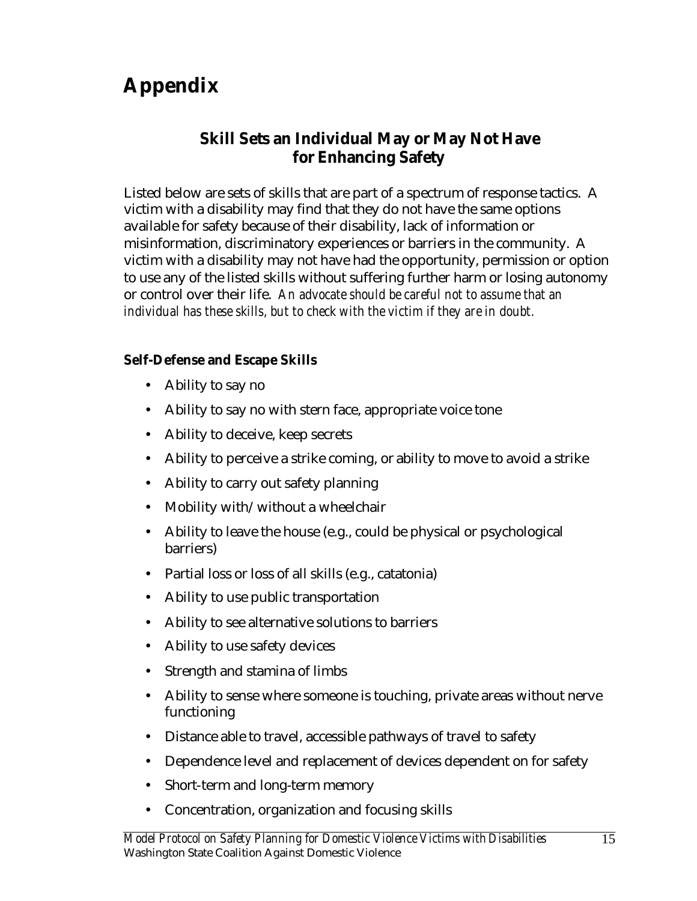# Appendix

## Skill Sets an Individual May or May Not Have for Enhancing Safety

Listed below are sets of skills that are part of a spectrum of response tactics. A victim with a disability may find that they do not have the same options available for safety because of their disability, lack of information or misinformation, discriminatory experiences or barriers in the community. A victim with a disability may not have had the opportunity, permission or option to use any of the listed skills without suffering further harm or losing autonomy or control over their life. *An advocate should be careful not to assume that an individual has these skills, but to check with the victim if they are in doubt.*

### Self-Defense and Escape Skills

- Ability to say no
- Ability to say no with stern face, appropriate voice tone
- Ability to deceive, keep secrets
- Ability to perceive a strike coming, or ability to move to avoid a strike
- Ability to carry out safety planning
- Mobility with/without a wheelchair
- Ability to leave the house (e.g., could be physical or psychological barriers)
- Partial loss or loss of all skills (e.g., catatonia)
- Ability to use public transportation
- Ability to see alternative solutions to barriers
- Ability to use safety devices
- Strength and stamina of limbs
- Ability to sense where someone is touching, private areas without nerve functioning
- Distance able to travel, accessible pathways of travel to safety
- Dependence level and replacement of devices dependent on for safety
- Short-term and long-term memory
- Concentration, organization and focusing skills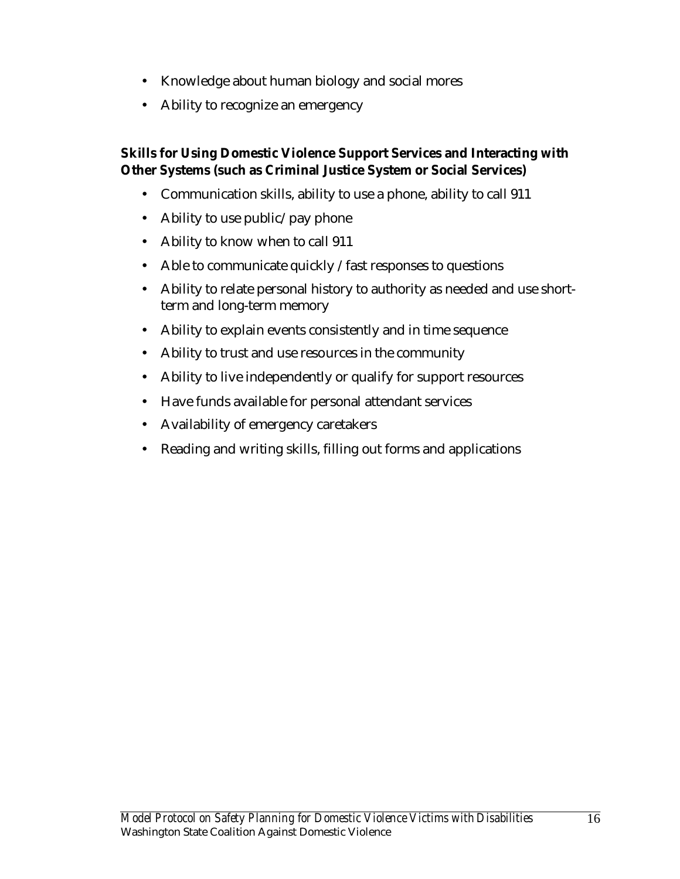- Knowledge about human biology and social mores
- Ability to recognize an emergency

**Skills for Using Domestic Violence Support Services and Interacting with Other Systems (such as Criminal Justice System or Social Services)**

- Communication skills, ability to use a phone, ability to call 911
- Ability to use public/pay phone
- Ability to know when to call 911
- Able to communicate quickly / fast responses to questions
- Ability to relate personal history to authority as needed and use short-term and long-term memory
- Ability to explain events consistently and in time sequence
- Ability to trust and use resources in the community
- Ability to live independently or qualify for support resources
- Have funds available for personal attendant services
- Availability of emergency caretakers
- Reading and writing skills, filling out forms and applications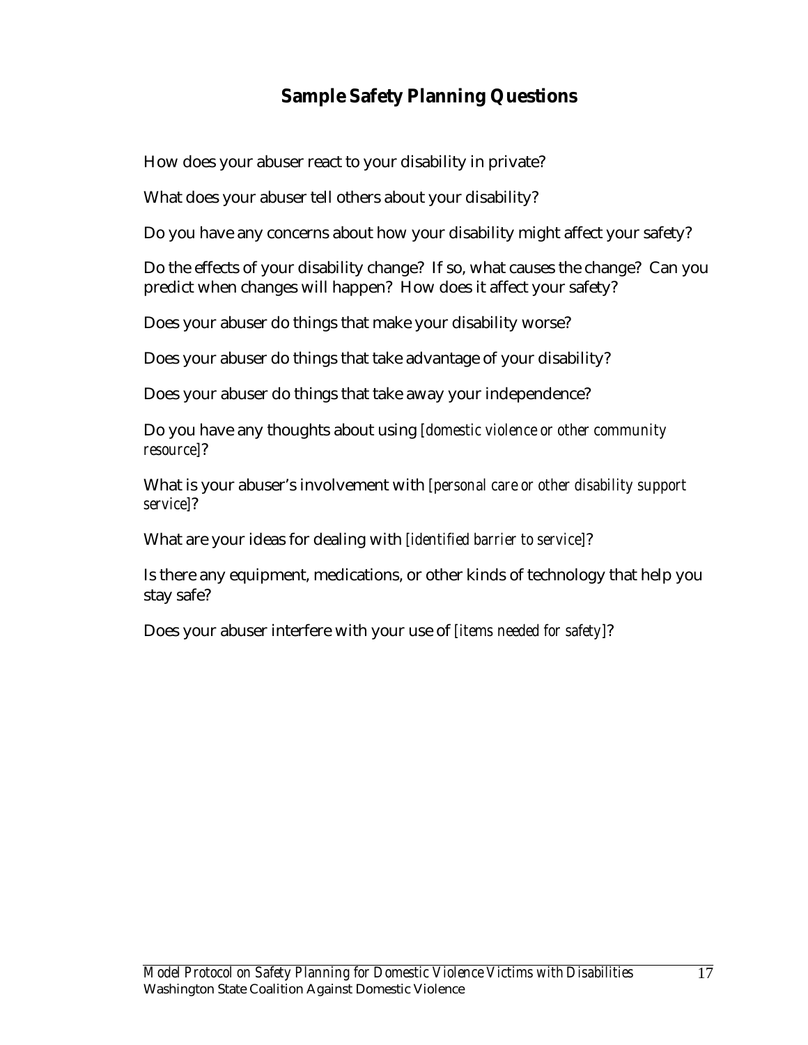## Sample Safety Planning Questions

How does your abuser react to your disability in private?

What does your abuser tell others about your disability?

Do you have any concerns about how your disability might affect your safety?

Do the effects of your disability change? If so, what causes the change? Can you predict when changes will happen? How does it affect your safety?

Does your abuser do things that make your disability worse?

Does your abuser do things that take advantage of your disability?

Does your abuser do things that take away your independence?

Do you have any thoughts about using *[domestic violence or other community resource]*?

What is your abuser's involvement with *[personal care or other disability support service]*?

What are your ideas for dealing with *[identified barrier to service]*?

Is there any equipment, medications, or other kinds of technology that help you stay safe?

Does your abuser interfere with your use of *[items needed for safety]*?